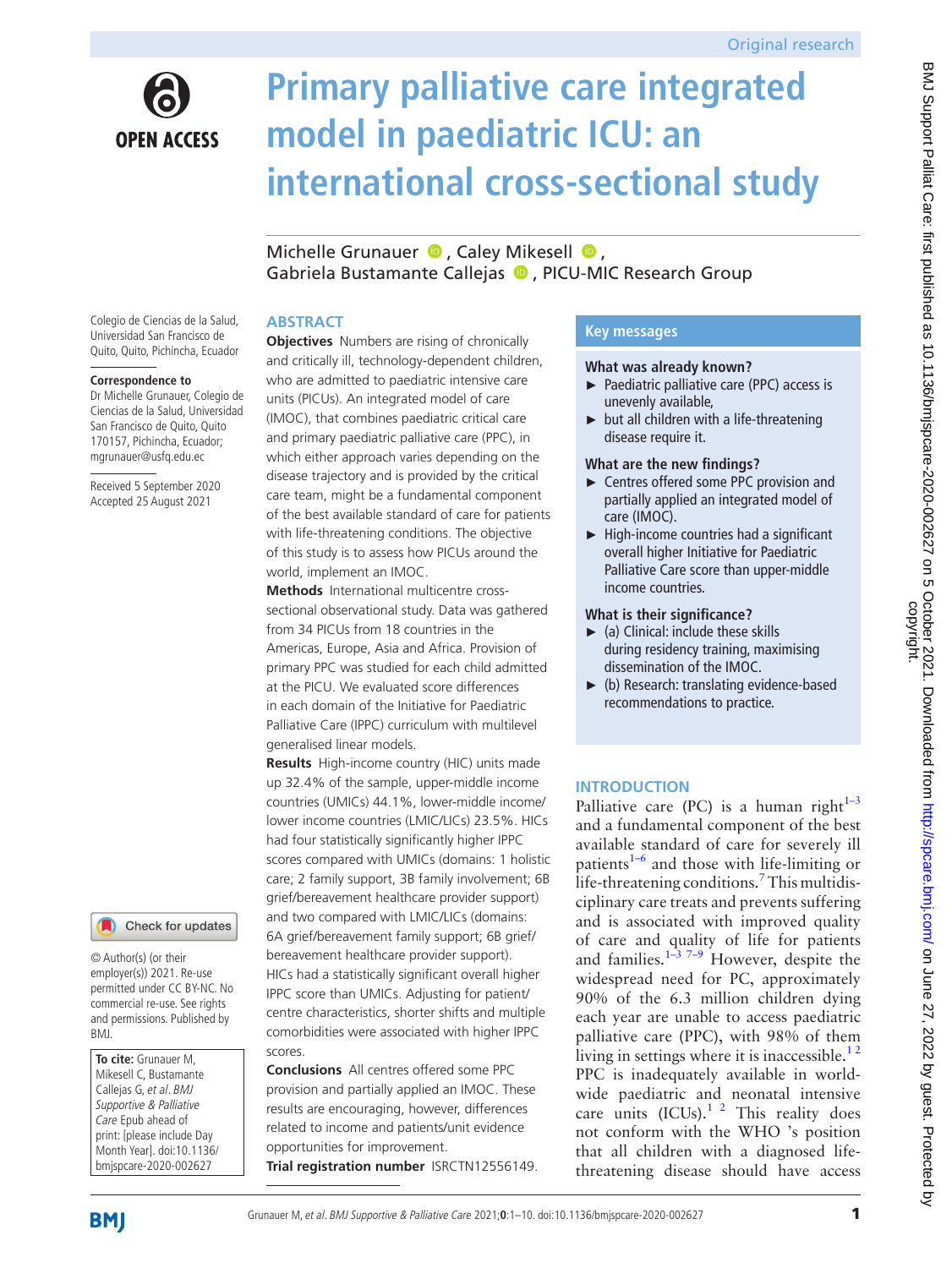Original research

# Primary palliative care integrated model in paediatric ICU: an international cross-sectional study

Michelle Grunauer, Caley Mikesell, Gabriela Bustamante Callejas, PICU-MIC Research Group

Colegio de Ciencias de la Salud, Universidad San Francisco de Quito, Quito, Pichincha, Ecuador

**Correspondence to**
Dr Michelle Grunauer, Colegio de Ciencias de la Salud, Universidad San Francisco de Quito, Quito 170157, Pichincha, Ecuador; mgrunauer@usfq.edu.ec

Received 5 September 2020
Accepted 25 August 2021

© Author(s) (or their employer(s)) 2021. Re-use permitted under CC BY-NC. No commercial re-use. See rights and permissions. Published by BMJ.

**To cite:** Grunauer M, Mikesell C, Bustamante Callejas G, *et al*. *BMJ Supportive & Palliative Care* Epub ahead of print: [please include Day Month Year]. doi:10.1136/bmjspcare-2020-002627

## ABSTRACT

**Objectives** Numbers are rising of chronically and critically ill, technology-dependent children, who are admitted to paediatric intensive care units (PICUs). An integrated model of care (IMOC), that combines paediatric critical care and primary paediatric palliative care (PPC), in which either approach varies depending on the disease trajectory and is provided by the critical care team, might be a fundamental component of the best available standard of care for patients with life-threatening conditions. The objective of this study is to assess how PICUs around the world, implement an IMOC.

**Methods** International multicentre cross-sectional observational study. Data was gathered from 34 PICUs from 18 countries in the Americas, Europe, Asia and Africa. Provision of primary PPC was studied for each child admitted at the PICU. We evaluated score differences in each domain of the Initiative for Paediatric Palliative Care (IPPC) curriculum with multilevel generalised linear models.

**Results** High-income country (HIC) units made up 32.4% of the sample, upper-middle income countries (UMICs) 44.1%, lower-middle income/lower income countries (LMIC/LICs) 23.5%. HICs had four statistically significantly higher IPPC scores compared with UMICs (domains: 1 holistic care; 2 family support, 3B family involvement; 6B grief/bereavement healthcare provider support) and two compared with LMIC/LICs (domains: 6A grief/bereavement family support; 6B grief/bereavement healthcare provider support). HICs had a statistically significant overall higher IPPC score than UMICs. Adjusting for patient/centre characteristics, shorter shifts and multiple comorbidities were associated with higher IPPC scores.

**Conclusions** All centres offered some PPC provision and partially applied an IMOC. These results are encouraging, however, differences related to income and patients/unit evidence opportunities for improvement.

**Trial registration number** ISRCTN12556149.

## Key messages

**What was already known?**

- Paediatric palliative care (PPC) access is unevenly available,
- but all children with a life-threatening disease require it.

**What are the new findings?**

- Centres offered some PPC provision and partially applied an integrated model of care (IMOC).
- High-income countries had a significant overall higher Initiative for Paediatric Palliative Care score than upper-middle income countries.

**What is their significance?**

- (a) Clinical: include these skills during residency training, maximising dissemination of the IMOC.
- (b) Research: translating evidence-based recommendations to practice.

## INTRODUCTION

Palliative care (PC) is a human right[1–3] and a fundamental component of the best available standard of care for severely ill patients[1–6] and those with life-limiting or life-threatening conditions.[7] This multidisciplinary care treats and prevents suffering and is associated with improved quality of care and quality of life for patients and families.[1–3 7–9] However, despite the widespread need for PC, approximately 90% of the 6.3 million children dying each year are unable to access paediatric palliative care (PPC), with 98% of them living in settings where it is inaccessible.[1 2] PPC is inadequately available in worldwide paediatric and neonatal intensive care units (ICUs).[1 2] This reality does not conform with the WHO 's position that all children with a diagnosed life-threatening disease should have access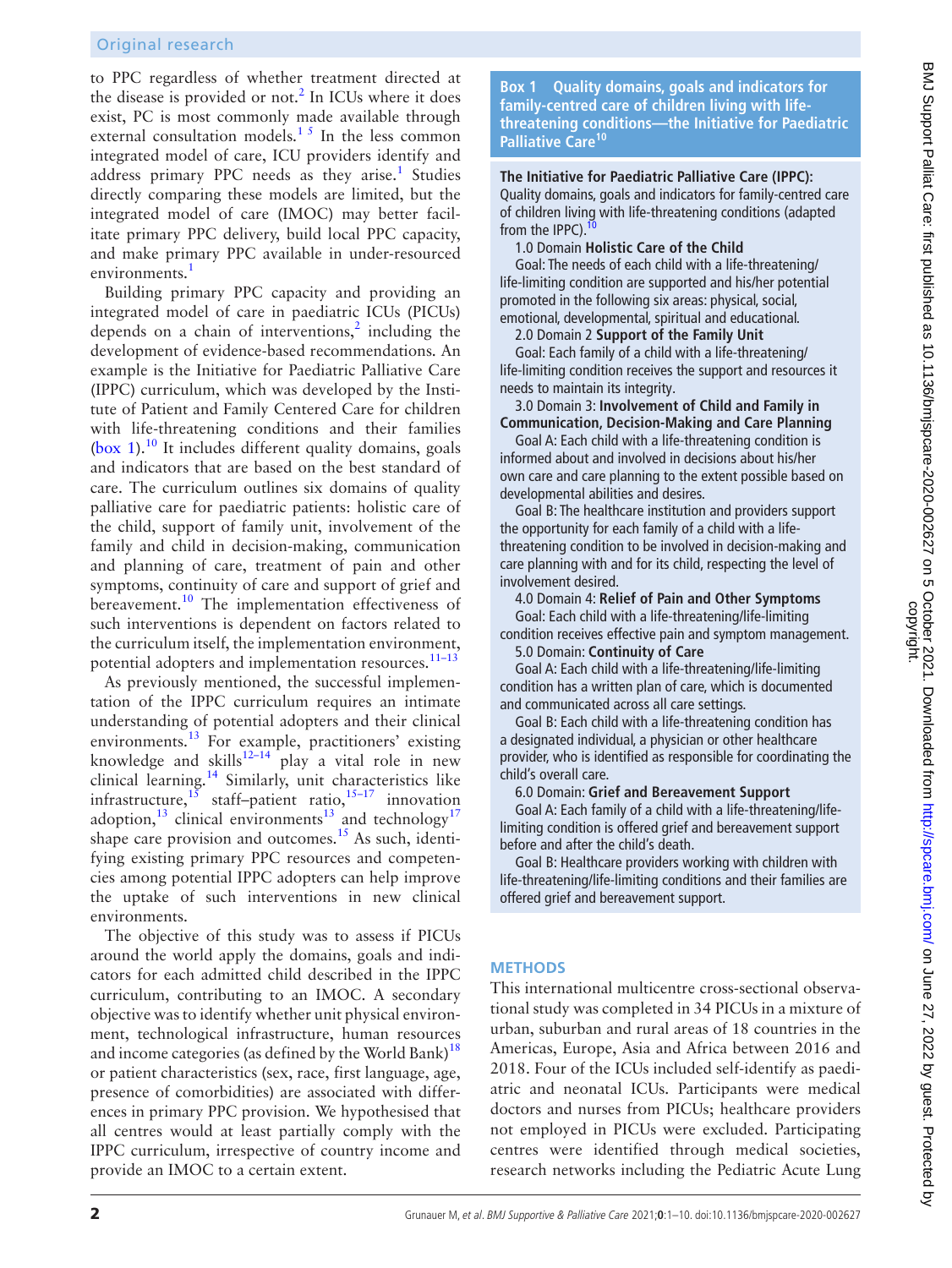to PPC regardless of whether treatment directed at the disease is provided or not.[2] In ICUs where it does exist, PC is most commonly made available through external consultation models.[1 5] In the less common integrated model of care, ICU providers identify and address primary PPC needs as they arise.[1] Studies directly comparing these models are limited, but the integrated model of care (IMOC) may better facilitate primary PPC delivery, build local PPC capacity, and make primary PPC available in under-resourced environments.[1]

Building primary PPC capacity and providing an integrated model of care in paediatric ICUs (PICUs) depends on a chain of interventions,[2] including the development of evidence-based recommendations. An example is the Initiative for Paediatric Palliative Care (IPPC) curriculum, which was developed by the Institute of Patient and Family Centered Care for children with life-threatening conditions and their families (box 1).[10] It includes different quality domains, goals and indicators that are based on the best standard of care. The curriculum outlines six domains of quality palliative care for paediatric patients: holistic care of the child, support of family unit, involvement of the family and child in decision-making, communication and planning of care, treatment of pain and other symptoms, continuity of care and support of grief and bereavement.[10] The implementation effectiveness of such interventions is dependent on factors related to the curriculum itself, the implementation environment, potential adopters and implementation resources.[11–13]

As previously mentioned, the successful implementation of the IPPC curriculum requires an intimate understanding of potential adopters and their clinical environments.[13] For example, practitioners' existing knowledge and skills[12–14] play a vital role in new clinical learning.[14] Similarly, unit characteristics like infrastructure,[15] staff–patient ratio,[15–17] innovation adoption,[13] clinical environments[13] and technology[17] shape care provision and outcomes.[15] As such, identifying existing primary PPC resources and competencies among potential IPPC adopters can help improve the uptake of such interventions in new clinical environments.

The objective of this study was to assess if PICUs around the world apply the domains, goals and indicators for each admitted child described in the IPPC curriculum, contributing to an IMOC. A secondary objective was to identify whether unit physical environment, technological infrastructure, human resources and income categories (as defined by the World Bank)[18] or patient characteristics (sex, race, first language, age, presence of comorbidities) are associated with differences in primary PPC provision. We hypothesised that all centres would at least partially comply with the IPPC curriculum, irrespective of country income and provide an IMOC to a certain extent.

**Box 1 Quality domains, goals and indicators for family-centred care of children living with life-threatening conditions—the Initiative for Paediatric Palliative Care[10]**

**The Initiative for Paediatric Palliative Care (IPPC):** Quality domains, goals and indicators for family-centred care of children living with life-threatening conditions (adapted from the IPPC).[10]

1.0 Domain **Holistic Care of the Child**
Goal: The needs of each child with a life-threatening/life-limiting condition are supported and his/her potential promoted in the following six areas: physical, social, emotional, developmental, spiritual and educational.

2.0 Domain 2 **Support of the Family Unit**
Goal: Each family of a child with a life-threatening/life-limiting condition receives the support and resources it needs to maintain its integrity.

3.0 Domain 3: **Involvement of Child and Family in Communication, Decision-Making and Care Planning**
Goal A: Each child with a life-threatening condition is informed about and involved in decisions about his/her own care and care planning to the extent possible based on developmental abilities and desires.
Goal B: The healthcare institution and providers support the opportunity for each family of a child with a life-threatening condition to be involved in decision-making and care planning with and for its child, respecting the level of involvement desired.

4.0 Domain 4: **Relief of Pain and Other Symptoms**
Goal: Each child with a life-threatening/life-limiting condition receives effective pain and symptom management.

5.0 Domain: **Continuity of Care**
Goal A: Each child with a life-threatening/life-limiting condition has a written plan of care, which is documented and communicated across all care settings.
Goal B: Each child with a life-threatening condition has a designated individual, a physician or other healthcare provider, who is identified as responsible for coordinating the child's overall care.

6.0 Domain: **Grief and Bereavement Support**
Goal A: Each family of a child with a life-threatening/life-limiting condition is offered grief and bereavement support before and after the child's death.
Goal B: Healthcare providers working with children with life-threatening/life-limiting conditions and their families are offered grief and bereavement support.

## METHODS

This international multicentre cross-sectional observational study was completed in 34 PICUs in a mixture of urban, suburban and rural areas of 18 countries in the Americas, Europe, Asia and Africa between 2016 and 2018. Four of the ICUs included self-identify as paediatric and neonatal ICUs. Participants were medical doctors and nurses from PICUs; healthcare providers not employed in PICUs were excluded. Participating centres were identified through medical societies, research networks including the Pediatric Acute Lung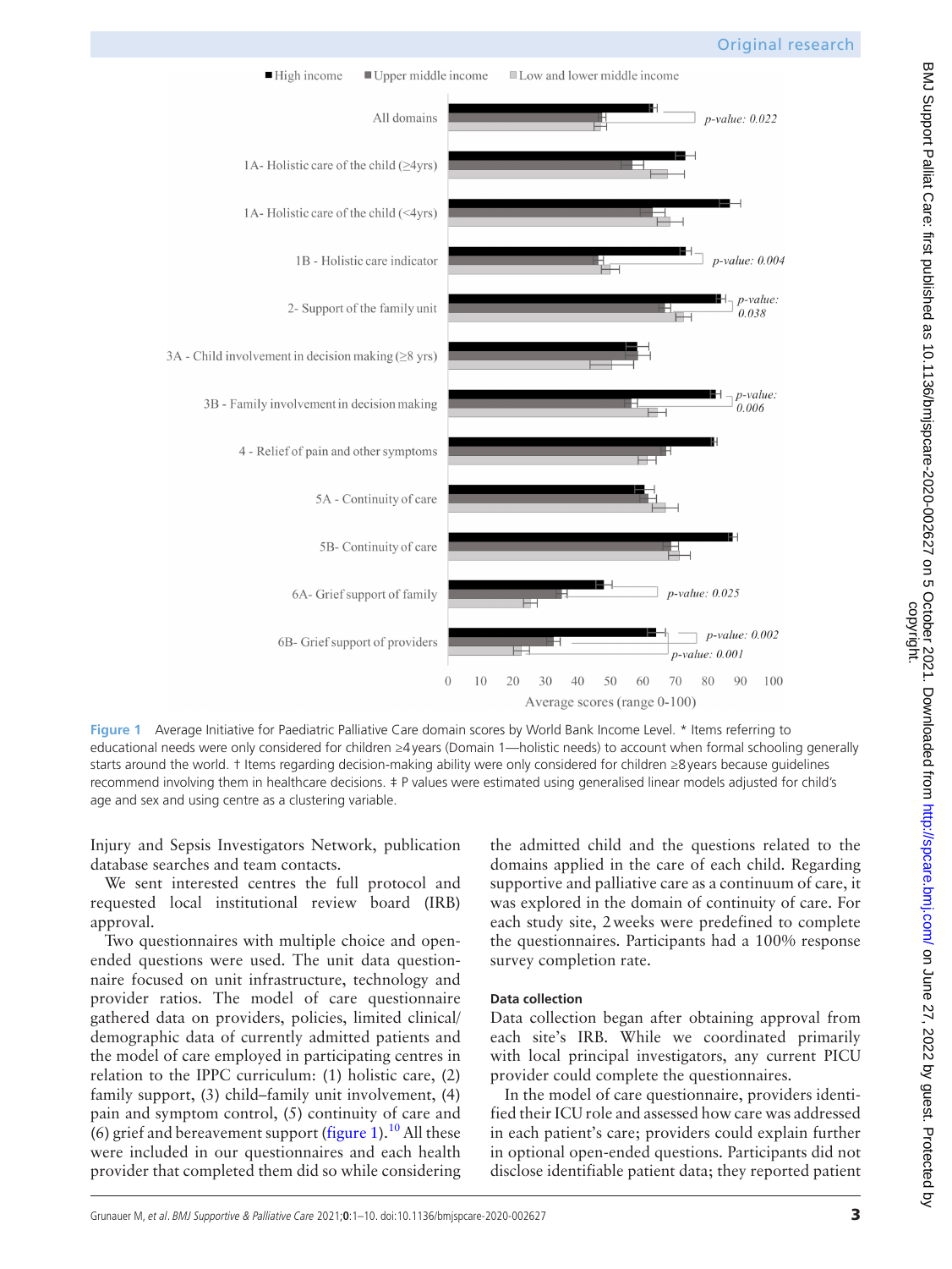Figure 1 Average Initiative for Paediatric Palliative Care domain scores by World Bank Income Level. * Items referring to educational needs were only considered for children ≥4 years (Domain 1—holistic needs) to account when formal schooling generally starts around the world. † Items regarding decision-making ability were only considered for children ≥8 years because guidelines recommend involving them in healthcare decisions. ‡ P values were estimated using generalised linear models adjusted for child's age and sex and using centre as a clustering variable.

Injury and Sepsis Investigators Network, publication database searches and team contacts.

We sent interested centres the full protocol and requested local institutional review board (IRB) approval.

Two questionnaires with multiple choice and open-ended questions were used. The unit data questionnaire focused on unit infrastructure, technology and provider ratios. The model of care questionnaire gathered data on providers, policies, limited clinical/demographic data of currently admitted patients and the model of care employed in participating centres in relation to the IPPC curriculum: (1) holistic care, (2) family support, (3) child–family unit involvement, (4) pain and symptom control, (5) continuity of care and (6) grief and bereavement support (figure 1).[10] All these were included in our questionnaires and each health provider that completed them did so while considering the admitted child and the questions related to the domains applied in the care of each child. Regarding supportive and palliative care as a continuum of care, it was explored in the domain of continuity of care. For each study site, 2 weeks were predefined to complete the questionnaires. Participants had a 100% response survey completion rate.

### Data collection

Data collection began after obtaining approval from each site's IRB. While we coordinated primarily with local principal investigators, any current PICU provider could complete the questionnaires.

In the model of care questionnaire, providers identified their ICU role and assessed how care was addressed in each patient's care; providers could explain further in optional open-ended questions. Participants did not disclose identifiable patient data; they reported patient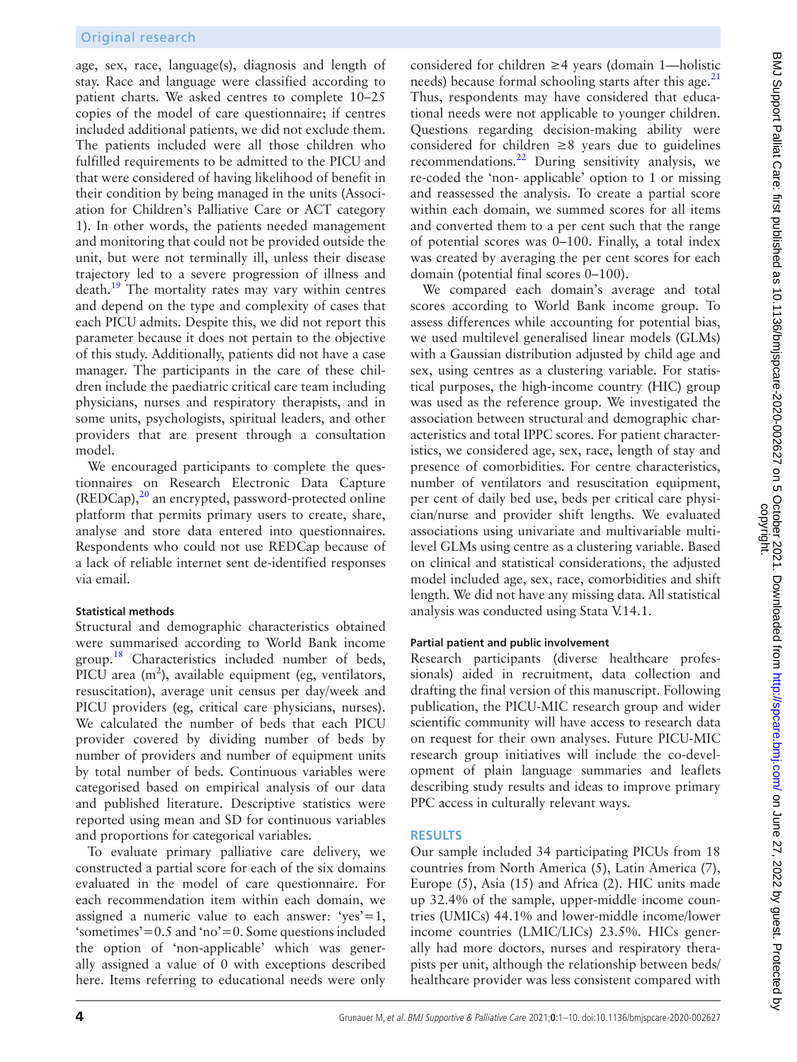age, sex, race, language(s), diagnosis and length of stay. Race and language were classified according to patient charts. We asked centres to complete 10–25 copies of the model of care questionnaire; if centres included additional patients, we did not exclude them. The patients included were all those children who fulfilled requirements to be admitted to the PICU and that were considered of having likelihood of benefit in their condition by being managed in the units (Association for Children's Palliative Care or ACT category 1). In other words, the patients needed management and monitoring that could not be provided outside the unit, but were not terminally ill, unless their disease trajectory led to a severe progression of illness and death.[19] The mortality rates may vary within centres and depend on the type and complexity of cases that each PICU admits. Despite this, we did not report this parameter because it does not pertain to the objective of this study. Additionally, patients did not have a case manager. The participants in the care of these children include the paediatric critical care team including physicians, nurses and respiratory therapists, and in some units, psychologists, spiritual leaders, and other providers that are present through a consultation model.

We encouraged participants to complete the questionnaires on Research Electronic Data Capture (REDCap),[20] an encrypted, password-protected online platform that permits primary users to create, share, analyse and store data entered into questionnaires. Respondents who could not use REDCap because of a lack of reliable internet sent de-identified responses via email.

#### Statistical methods

Structural and demographic characteristics obtained were summarised according to World Bank income group.[18] Characteristics included number of beds, PICU area ($m^2$), available equipment (eg, ventilators, resuscitation), average unit census per day/week and PICU providers (eg, critical care physicians, nurses). We calculated the number of beds that each PICU provider covered by dividing number of beds by number of providers and number of equipment units by total number of beds. Continuous variables were categorised based on empirical analysis of our data and published literature. Descriptive statistics were reported using mean and SD for continuous variables and proportions for categorical variables.

To evaluate primary palliative care delivery, we constructed a partial score for each of the six domains evaluated in the model of care questionnaire. For each recommendation item within each domain, we assigned a numeric value to each answer: 'yes'=1, 'sometimes'=0.5 and 'no'=0. Some questions included the option of 'non-applicable' which was generally assigned a value of 0 with exceptions described here. Items referring to educational needs were only considered for children ≥4 years (domain 1—holistic needs) because formal schooling starts after this age.[21] Thus, respondents may have considered that educational needs were not applicable to younger children. Questions regarding decision-making ability were considered for children ≥8 years due to guidelines recommendations.[22] During sensitivity analysis, we re-coded the 'non- applicable' option to 1 or missing and reassessed the analysis. To create a partial score within each domain, we summed scores for all items and converted them to a per cent such that the range of potential scores was 0–100. Finally, a total index was created by averaging the per cent scores for each domain (potential final scores 0–100).

We compared each domain's average and total scores according to World Bank income group. To assess differences while accounting for potential bias, we used multilevel generalised linear models (GLMs) with a Gaussian distribution adjusted by child age and sex, using centres as a clustering variable. For statistical purposes, the high-income country (HIC) group was used as the reference group. We investigated the association between structural and demographic characteristics and total IPPC scores. For patient characteristics, we considered age, sex, race, length of stay and presence of comorbidities. For centre characteristics, number of ventilators and resuscitation equipment, per cent of daily bed use, beds per critical care physician/nurse and provider shift lengths. We evaluated associations using univariate and multivariable multilevel GLMs using centre as a clustering variable. Based on clinical and statistical considerations, the adjusted model included age, sex, race, comorbidities and shift length. We did not have any missing data. All statistical analysis was conducted using Stata V.14.1.

#### Partial patient and public involvement

Research participants (diverse healthcare professionals) aided in recruitment, data collection and drafting the final version of this manuscript. Following publication, the PICU-MIC research group and wider scientific community will have access to research data on request for their own analyses. Future PICU-MIC research group initiatives will include the co-development of plain language summaries and leaflets describing study results and ideas to improve primary PPC access in culturally relevant ways.

## RESULTS

Our sample included 34 participating PICUs from 18 countries from North America (5), Latin America (7), Europe (5), Asia (15) and Africa (2). HIC units made up 32.4% of the sample, upper-middle income countries (UMICs) 44.1% and lower-middle income/lower income countries (LMIC/LICs) 23.5%. HICs generally had more doctors, nurses and respiratory therapists per unit, although the relationship between beds/healthcare provider was less consistent compared with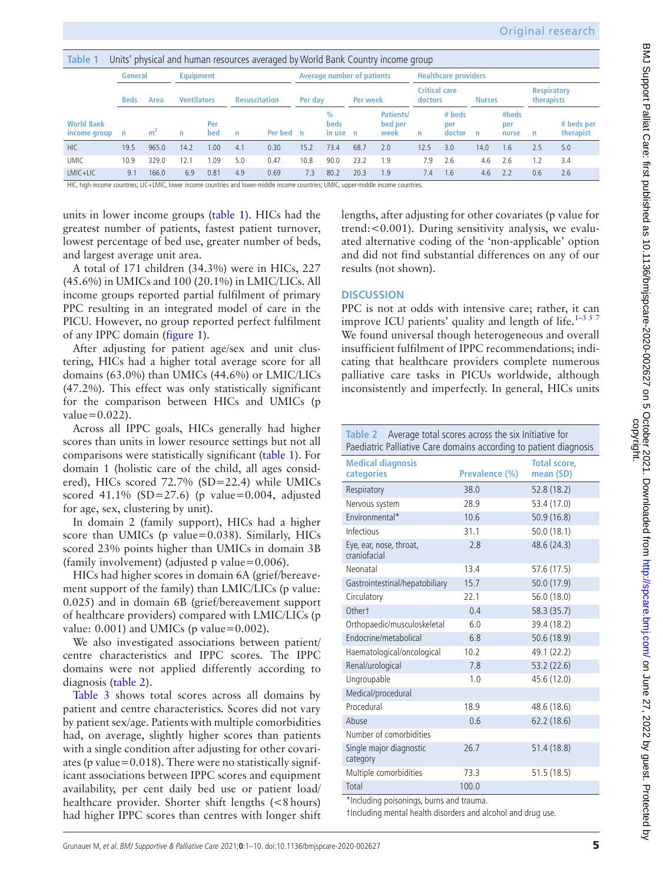**Table 1** Units' physical and human resources averaged by World Bank Country income group

| | General | | Equipment | | | | Average number of patients | | | | Healthcare providers | | | | | |
|---|---|---|---|---|---|---|---|---|---|---|---|---|---|---|---|---|
| | Beds | Area | Ventilators | | Resuscitation | | Per day | | Per week | | Critical care doctors | | Nurses | | Respiratory therapists | |
| World Bank income group | n | $m^2$ | n | Per bed | n | Per bed | n | % beds in use | n | Patients/bed per week | n | # beds per doctor | n | #beds per nurse | n | # beds per therapist |
| HIC | 19.5 | 965.0 | 14.2 | 1.00 | 4.1 | 0.30 | 15.2 | 73.4 | 68.7 | 2.0 | 12.5 | 3.0 | 14.0 | 1.6 | 2.5 | 5.0 |
| UMIC | 10.9 | 329.0 | 12.1 | 1.09 | 5.0 | 0.47 | 10.8 | 90.0 | 23.2 | 1.9 | 7.9 | 2.6 | 4.6 | 2.6 | 1.2 | 3.4 |
| LMIC+LIC | 9.1 | 166.0 | 6.9 | 0.81 | 4.9 | 0.69 | 7.3 | 80.2 | 20.3 | 1.9 | 7.4 | 1.6 | 4.6 | 2.2 | 0.6 | 2.6 |

HIC, high-income countries; LIC+LMIC, lower income countries and lower-middle income countries; UMIC, upper-middle income countries.

units in lower income groups (table 1). HICs had the greatest number of patients, fastest patient turnover, lowest percentage of bed use, greater number of beds, and largest average unit area.

A total of 171 children (34.3%) were in HICs, 227 (45.6%) in UMICs and 100 (20.1%) in LMIC/LICs. All income groups reported partial fulfilment of primary PPC resulting in an integrated model of care in the PICU. However, no group reported perfect fulfilment of any IPPC domain (figure 1).

After adjusting for patient age/sex and unit clustering, HICs had a higher total average score for all domains (63.0%) than UMICs (44.6%) or LMIC/LICs (47.2%). This effect was only statistically significant for the comparison between HICs and UMICs (p value=0.022).

Across all IPPC goals, HICs generally had higher scores than units in lower resource settings but not all comparisons were statistically significant (table 1). For domain 1 (holistic care of the child, all ages considered), HICs scored 72.7% (SD=22.4) while UMICs scored 41.1% (SD=27.6) (p value=0.004, adjusted for age, sex, clustering by unit).

In domain 2 (family support), HICs had a higher score than UMICs (p value=0.038). Similarly, HICs scored 23% points higher than UMICs in domain 3B (family involvement) (adjusted p value=0.006).

HICs had higher scores in domain 6A (grief/bereavement support of the family) than LMIC/LICs (p value: 0.025) and in domain 6B (grief/bereavement support of healthcare providers) compared with LMIC/LICs (p value: 0.001) and UMICs (p value=0.002).

We also investigated associations between patient/centre characteristics and IPPC scores. The IPPC domains were not applied differently according to diagnosis (table 2).

Table 3 shows total scores across all domains by patient and centre characteristics. Scores did not vary by patient sex/age. Patients with multiple comorbidities had, on average, slightly higher scores than patients with a single condition after adjusting for other covariates (p value=0.018). There were no statistically significant associations between IPPC scores and equipment availability, per cent daily bed use or patient load/healthcare provider. Shorter shift lengths (<8 hours) had higher IPPC scores than centres with longer shift lengths, after adjusting for other covariates (p value for trend:<0.001). During sensitivity analysis, we evaluated alternative coding of the 'non-applicable' option and did not find substantial differences on any of our results (not shown).

## DISCUSSION

PPC is not at odds with intensive care; rather, it can improve ICU patients' quality and length of life.[1–3 5 7] We found universal though heterogeneous and overall insufficient fulfilment of IPPC recommendations; indicating that healthcare providers complete numerous palliative care tasks in PICUs worldwide, although inconsistently and imperfectly. In general, HICs units

**Table 2** Average total scores across the six Initiative for Paediatric Palliative Care domains according to patient diagnosis

| Medical diagnosis categories | Prevalence (%) | Total score, mean (SD) |
|---|---|---|
| Respiratory | 38.0 | 52.8 (18.2) |
| Nervous system | 28.9 | 53.4 (17.0) |
| Environmental* | 10.6 | 50.9 (16.8) |
| Infectious | 31.1 | 50.0 (18.1) |
| Eye, ear, nose, throat, craniofacial | 2.8 | 48.6 (24.3) |
| Neonatal | 13.4 | 57.6 (17.5) |
| Gastrointestinal/hepatobiliary | 15.7 | 50.0 (17.9) |
| Circulatory | 22.1 | 56.0 (18.0) |
| Other† | 0.4 | 58.3 (35.7) |
| Orthopaedic/musculoskeletal | 6.0 | 39.4 (18.2) |
| Endocrine/metabolical | 6.8 | 50.6 (18.9) |
| Haematological/oncological | 10.2 | 49.1 (22.2) |
| Renal/urological | 7.8 | 53.2 (22.6) |
| Ungroupable | 1.0 | 45.6 (12.0) |
| Medical/procedural | | |
| Procedural | 18.9 | 48.6 (18.6) |
| Abuse | 0.6 | 62.2 (18.6) |
| Number of comorbidities | | |
| Single major diagnostic category | 26.7 | 51.4 (18.8) |
| Multiple comorbidities | 73.3 | 51.5 (18.5) |
| Total | 100.0 | |

*Including poisonings, burns and trauma.
†Including mental health disorders and alcohol and drug use.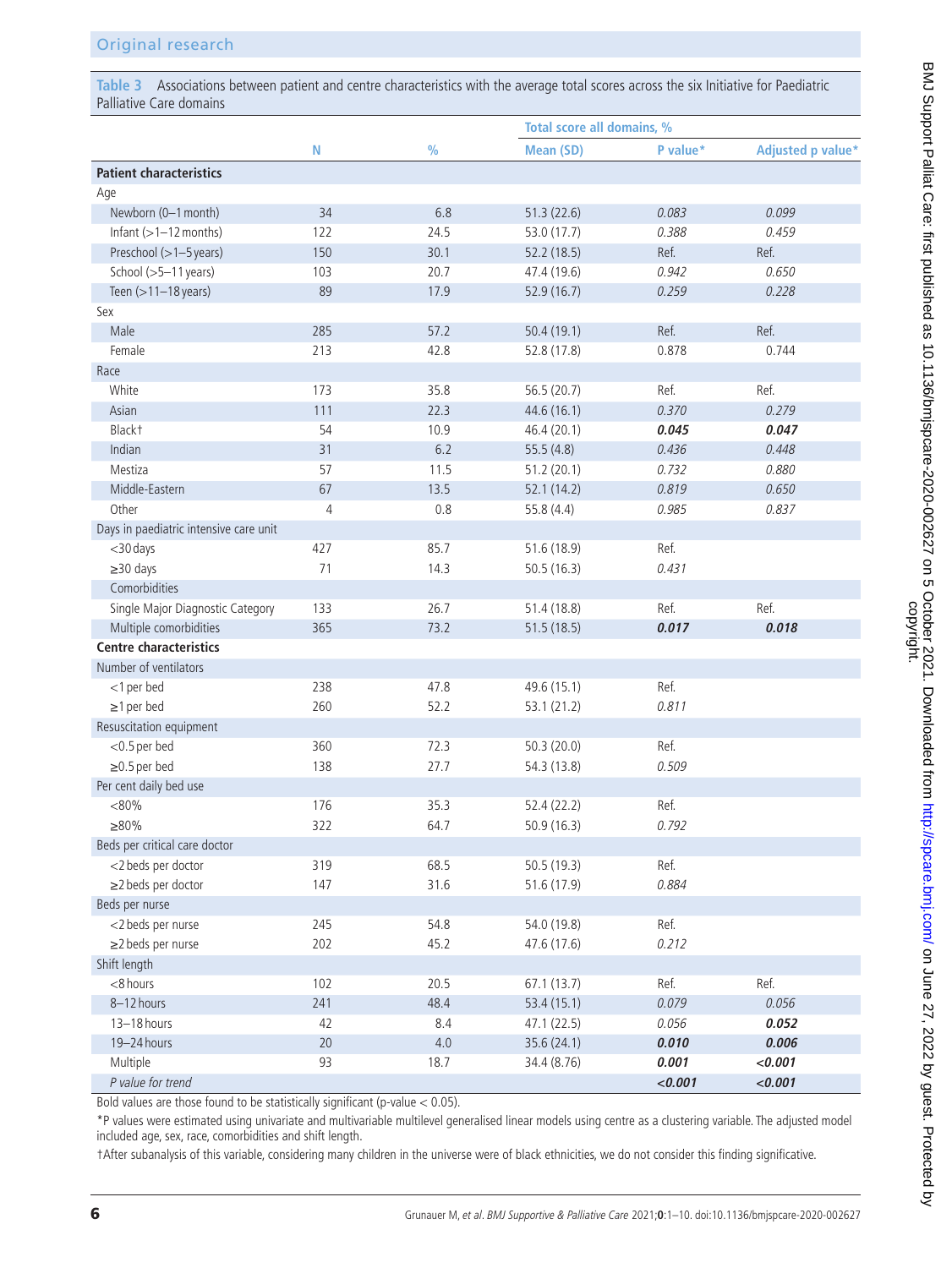**Table 3** Associations between patient and centre characteristics with the average total scores across the six Initiative for Paediatric Palliative Care domains

| | N | % | Total score all domains, % | | |
|---|---|---|---|---|---|
| | | | Mean (SD) | P value* | Adjusted p value* |
| **Patient characteristics** | | | | | |
| Age | | | | | |
| Newborn (0–1 month) | 34 | 6.8 | 51.3 (22.6) | *0.083* | *0.099* |
| Infant (>1–12 months) | 122 | 24.5 | 53.0 (17.7) | *0.388* | *0.459* |
| Preschool (>1–5 years) | 150 | 30.1 | 52.2 (18.5) | Ref. | Ref. |
| School (>5–11 years) | 103 | 20.7 | 47.4 (19.6) | *0.942* | *0.650* |
| Teen (>11–18 years) | 89 | 17.9 | 52.9 (16.7) | *0.259* | *0.228* |
| Sex | | | | | |
| Male | 285 | 57.2 | 50.4 (19.1) | Ref. | Ref. |
| Female | 213 | 42.8 | 52.8 (17.8) | 0.878 | 0.744 |
| Race | | | | | |
| White | 173 | 35.8 | 56.5 (20.7) | Ref. | Ref. |
| Asian | 111 | 22.3 | 44.6 (16.1) | *0.370* | *0.279* |
| Black† | 54 | 10.9 | 46.4 (20.1) | ***0.045*** | ***0.047*** |
| Indian | 31 | 6.2 | 55.5 (4.8) | *0.436* | *0.448* |
| Mestiza | 57 | 11.5 | 51.2 (20.1) | *0.732* | *0.880* |
| Middle-Eastern | 67 | 13.5 | 52.1 (14.2) | *0.819* | *0.650* |
| Other | 4 | 0.8 | 55.8 (4.4) | *0.985* | *0.837* |
| Days in paediatric intensive care unit | | | | | |
| <30 days | 427 | 85.7 | 51.6 (18.9) | Ref. | |
| ≥30 days | 71 | 14.3 | 50.5 (16.3) | *0.431* | |
| Comorbidities | | | | | |
| Single Major Diagnostic Category | 133 | 26.7 | 51.4 (18.8) | Ref. | Ref. |
| Multiple comorbidities | 365 | 73.2 | 51.5 (18.5) | ***0.017*** | ***0.018*** |
| **Centre characteristics** | | | | | |
| Number of ventilators | | | | | |
| <1 per bed | 238 | 47.8 | 49.6 (15.1) | Ref. | |
| ≥1 per bed | 260 | 52.2 | 53.1 (21.2) | *0.811* | |
| Resuscitation equipment | | | | | |
| <0.5 per bed | 360 | 72.3 | 50.3 (20.0) | Ref. | |
| ≥0.5 per bed | 138 | 27.7 | 54.3 (13.8) | *0.509* | |
| Per cent daily bed use | | | | | |
| <80% | 176 | 35.3 | 52.4 (22.2) | Ref. | |
| ≥80% | 322 | 64.7 | 50.9 (16.3) | *0.792* | |
| Beds per critical care doctor | | | | | |
| <2 beds per doctor | 319 | 68.5 | 50.5 (19.3) | Ref. | |
| ≥2 beds per doctor | 147 | 31.6 | 51.6 (17.9) | *0.884* | |
| Beds per nurse | | | | | |
| <2 beds per nurse | 245 | 54.8 | 54.0 (19.8) | Ref. | |
| ≥2 beds per nurse | 202 | 45.2 | 47.6 (17.6) | *0.212* | |
| Shift length | | | | | |
| <8 hours | 102 | 20.5 | 67.1 (13.7) | Ref. | Ref. |
| 8–12 hours | 241 | 48.4 | 53.4 (15.1) | *0.079* | *0.056* |
| 13–18 hours | 42 | 8.4 | 47.1 (22.5) | *0.056* | ***0.052*** |
| 19–24 hours | 20 | 4.0 | 35.6 (24.1) | ***0.010*** | ***0.006*** |
| Multiple | 93 | 18.7 | 34.4 (8.76) | ***0.001*** | ***<0.001*** |
| *P value for trend* | | | | ***<0.001*** | ***<0.001*** |

Bold values are those found to be statistically significant (p-value < 0.05).

*P values were estimated using univariate and multivariable multilevel generalised linear models using centre as a clustering variable. The adjusted model included age, sex, race, comorbidities and shift length.

†After subanalysis of this variable, considering many children in the universe were of black ethnicities, we do not consider this finding significative.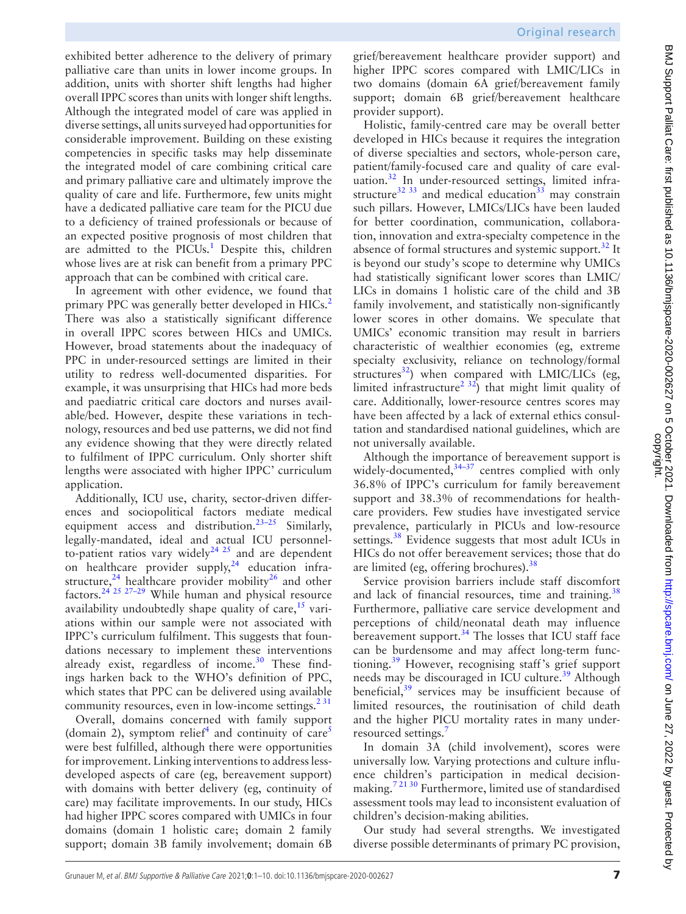exhibited better adherence to the delivery of primary palliative care than units in lower income groups. In addition, units with shorter shift lengths had higher overall IPPC scores than units with longer shift lengths. Although the integrated model of care was applied in diverse settings, all units surveyed had opportunities for considerable improvement. Building on these existing competencies in specific tasks may help disseminate the integrated model of care combining critical care and primary palliative care and ultimately improve the quality of care and life. Furthermore, few units might have a dedicated palliative care team for the PICU due to a deficiency of trained professionals or because of an expected positive prognosis of most children that are admitted to the PICUs.[1] Despite this, children whose lives are at risk can benefit from a primary PPC approach that can be combined with critical care.

In agreement with other evidence, we found that primary PPC was generally better developed in HICs.[2] There was also a statistically significant difference in overall IPPC scores between HICs and UMICs. However, broad statements about the inadequacy of PPC in under-resourced settings are limited in their utility to redress well-documented disparities. For example, it was unsurprising that HICs had more beds and paediatric critical care doctors and nurses available/bed. However, despite these variations in technology, resources and bed use patterns, we did not find any evidence showing that they were directly related to fulfilment of IPPC curriculum. Only shorter shift lengths were associated with higher IPPC' curriculum application.

Additionally, ICU use, charity, sector-driven differences and sociopolitical factors mediate medical equipment access and distribution.[23–25] Similarly, legally-mandated, ideal and actual ICU personnel-to-patient ratios vary widely[24 25] and are dependent on healthcare provider supply,[24] education infrastructure,[24] healthcare provider mobility[26] and other factors.[24 25 27–29] While human and physical resource availability undoubtedly shape quality of care,[15] variations within our sample were not associated with IPPC's curriculum fulfilment. This suggests that foundations necessary to implement these interventions already exist, regardless of income.[30] These findings harken back to the WHO's definition of PPC, which states that PPC can be delivered using available community resources, even in low-income settings.[2 31]

Overall, domains concerned with family support (domain 2), symptom relief[4] and continuity of care[5] were best fulfilled, although there were opportunities for improvement. Linking interventions to address less-developed aspects of care (eg, bereavement support) with domains with better delivery (eg, continuity of care) may facilitate improvements. In our study, HICs had higher IPPC scores compared with UMICs in four domains (domain 1 holistic care; domain 2 family support; domain 3B family involvement; domain 6B grief/bereavement healthcare provider support) and higher IPPC scores compared with LMIC/LICs in two domains (domain 6A grief/bereavement family support; domain 6B grief/bereavement healthcare provider support).

Holistic, family-centred care may be overall better developed in HICs because it requires the integration of diverse specialties and sectors, whole-person care, patient/family-focused care and quality of care evaluation.[32] In under-resourced settings, limited infrastructure[32 33] and medical education[33] may constrain such pillars. However, LMICs/LICs have been lauded for better coordination, communication, collaboration, innovation and extra-specialty competence in the absence of formal structures and systemic support.[32] It is beyond our study's scope to determine why UMICs had statistically significant lower scores than LMIC/LICs in domains 1 holistic care of the child and 3B family involvement, and statistically non-significantly lower scores in other domains. We speculate that UMICs' economic transition may result in barriers characteristic of wealthier economies (eg, extreme specialty exclusivity, reliance on technology/formal structures[32]) when compared with LMIC/LICs (eg, limited infrastructure[2 32]) that might limit quality of care. Additionally, lower-resource centres scores may have been affected by a lack of external ethics consultation and standardised national guidelines, which are not universally available.

Although the importance of bereavement support is widely-documented,[34–37] centres complied with only 36.8% of IPPC's curriculum for family bereavement support and 38.3% of recommendations for healthcare providers. Few studies have investigated service prevalence, particularly in PICUs and low-resource settings.[38] Evidence suggests that most adult ICUs in HICs do not offer bereavement services; those that do are limited (eg, offering brochures).[38]

Service provision barriers include staff discomfort and lack of financial resources, time and training.[38] Furthermore, palliative care service development and perceptions of child/neonatal death may influence bereavement support.[34] The losses that ICU staff face can be burdensome and may affect long-term functioning.[39] However, recognising staff's grief support needs may be discouraged in ICU culture.[39] Although beneficial,[39] services may be insufficient because of limited resources, the routinisation of child death and the higher PICU mortality rates in many under-resourced settings.[7]

In domain 3A (child involvement), scores were universally low. Varying protections and culture influence children's participation in medical decision-making.[7 21 30] Furthermore, limited use of standardised assessment tools may lead to inconsistent evaluation of children's decision-making abilities.

Our study had several strengths. We investigated diverse possible determinants of primary PC provision,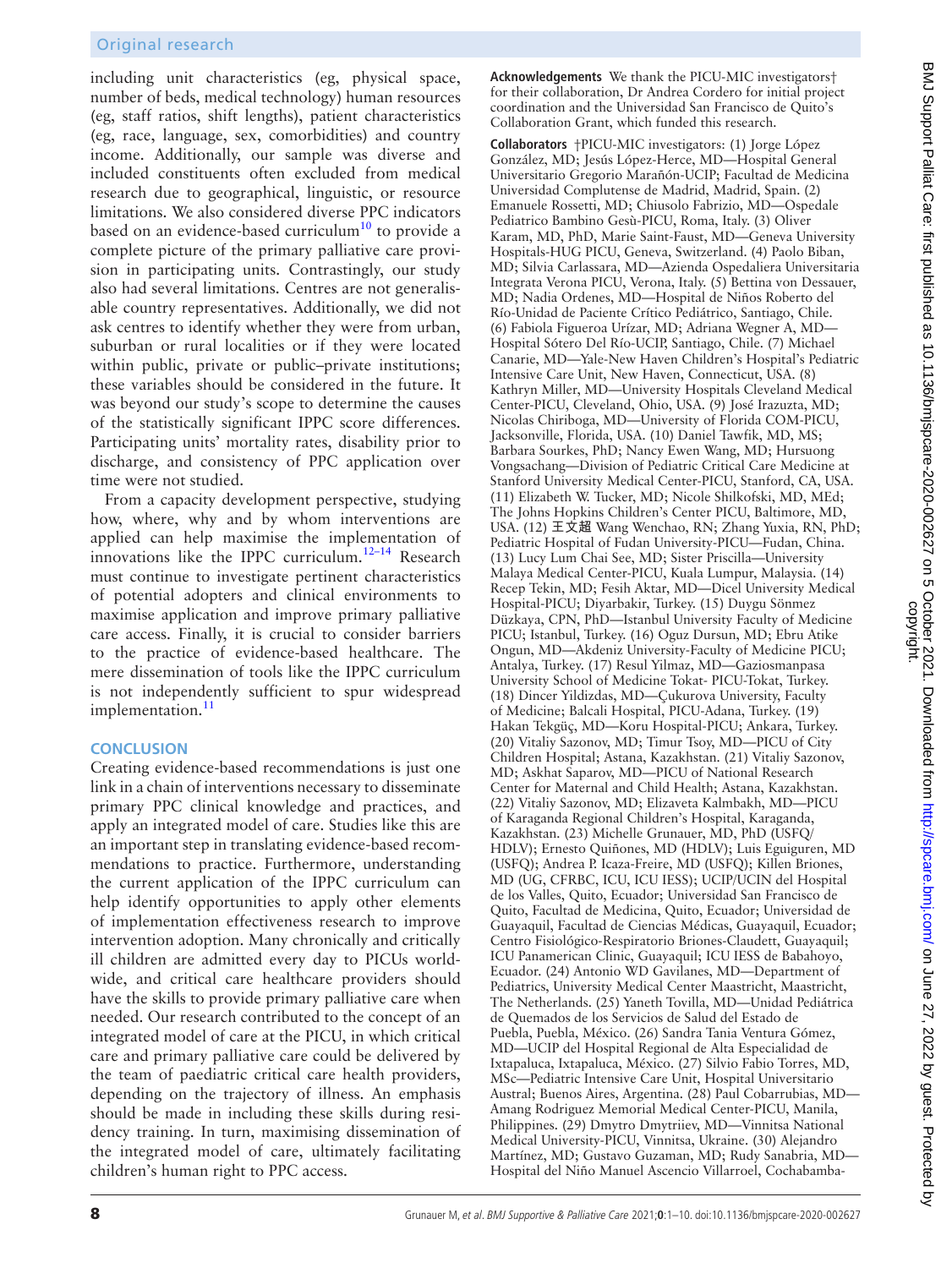including unit characteristics (eg, physical space, number of beds, medical technology) human resources (eg, staff ratios, shift lengths), patient characteristics (eg, race, language, sex, comorbidities) and country income. Additionally, our sample was diverse and included constituents often excluded from medical research due to geographical, linguistic, or resource limitations. We also considered diverse PPC indicators based on an evidence-based curriculum[10] to provide a complete picture of the primary palliative care provision in participating units. Contrastingly, our study also had several limitations. Centres are not generalisable country representatives. Additionally, we did not ask centres to identify whether they were from urban, suburban or rural localities or if they were located within public, private or public–private institutions; these variables should be considered in the future. It was beyond our study's scope to determine the causes of the statistically significant IPPC score differences. Participating units' mortality rates, disability prior to discharge, and consistency of PPC application over time were not studied.

From a capacity development perspective, studying how, where, why and by whom interventions are applied can help maximise the implementation of innovations like the IPPC curriculum.[12–14] Research must continue to investigate pertinent characteristics of potential adopters and clinical environments to maximise application and improve primary palliative care access. Finally, it is crucial to consider barriers to the practice of evidence-based healthcare. The mere dissemination of tools like the IPPC curriculum is not independently sufficient to spur widespread implementation.[11]

## CONCLUSION

Creating evidence-based recommendations is just one link in a chain of interventions necessary to disseminate primary PPC clinical knowledge and practices, and apply an integrated model of care. Studies like this are an important step in translating evidence-based recommendations to practice. Furthermore, understanding the current application of the IPPC curriculum can help identify opportunities to apply other elements of implementation effectiveness research to improve intervention adoption. Many chronically and critically ill children are admitted every day to PICUs worldwide, and critical care healthcare providers should have the skills to provide primary palliative care when needed. Our research contributed to the concept of an integrated model of care at the PICU, in which critical care and primary palliative care could be delivered by the team of paediatric critical care health providers, depending on the trajectory of illness. An emphasis should be made in including these skills during residency training. In turn, maximising dissemination of the integrated model of care, ultimately facilitating children's human right to PPC access.

**Acknowledgements** We thank the PICU-MIC investigators† for their collaboration, Dr Andrea Cordero for initial project coordination and the Universidad San Francisco de Quito's Collaboration Grant, which funded this research.

**Collaborators** †PICU-MIC investigators: (1) Jorge López González, MD; Jesús López-Herce, MD—Hospital General Universitario Gregorio Marañón-UCIP; Facultad de Medicina Universidad Complutense de Madrid, Madrid, Spain. (2) Emanuele Rossetti, MD; Chiusolo Fabrizio, MD—Ospedale Pediatrico Bambino Gesù-PICU, Roma, Italy. (3) Oliver Karam, MD, PhD, Marie Saint-Faust, MD—Geneva University Hospitals-HUG PICU, Geneva, Switzerland. (4) Paolo Biban, MD; Silvia Carlassara, MD—Azienda Ospedaliera Universitaria Integrata Verona PICU, Verona, Italy. (5) Bettina von Dessauer, MD; Nadia Ordenes, MD—Hospital de Niños Roberto del Río-Unidad de Paciente Crítico Pediátrico, Santiago, Chile. (6) Fabiola Figueroa Urízar, MD; Adriana Wegner A, MD—Hospital Sótero Del Río-UCIP, Santiago, Chile. (7) Michael Canarie, MD—Yale-New Haven Children's Hospital's Pediatric Intensive Care Unit, New Haven, Connecticut, USA. (8) Kathryn Miller, MD—University Hospitals Cleveland Medical Center-PICU, Cleveland, Ohio, USA. (9) José Irazuzta, MD; Nicolas Chiriboga, MD—University of Florida COM-PICU, Jacksonville, Florida, USA. (10) Daniel Tawfik, MD, MS; Barbara Sourkes, PhD; Nancy Ewen Wang, MD; Hursuong Vongsachang—Division of Pediatric Critical Care Medicine at Stanford University Medical Center-PICU, Stanford, CA, USA. (11) Elizabeth W. Tucker, MD; Nicole Shilkofski, MD, MEd; The Johns Hopkins Children's Center PICU, Baltimore, MD, USA. (12) 王文超 Wang Wenchao, RN; Zhang Yuxia, RN, PhD; Pediatric Hospital of Fudan University-PICU—Fudan, China. (13) Lucy Lum Chai See, MD; Sister Priscilla—University Malaya Medical Center-PICU, Kuala Lumpur, Malaysia. (14) Recep Tekin, MD; Fesih Aktar, MD—Dicel University Medical Hospital-PICU; Diyarbakir, Turkey. (15) Duygu Sönmez Düzkaya, CPN, PhD—Istanbul University Faculty of Medicine PICU; Istanbul, Turkey. (16) Oguz Dursun, MD; Ebru Atike Ongun, MD—Akdeniz University-Faculty of Medicine PICU; Antalya, Turkey. (17) Resul Yilmaz, MD—Gaziosmanpasa University School of Medicine Tokat- PICU-Tokat, Turkey. (18) Dincer Yildizdas, MD—Çukurova University, Faculty of Medicine; Balcali Hospital, PICU-Adana, Turkey. (19) Hakan Tekgüç, MD—Koru Hospital-PICU; Ankara, Turkey. (20) Vitaliy Sazonov, MD; Timur Tsoy, MD—PICU of City Children Hospital; Astana, Kazakhstan. (21) Vitaliy Sazonov, MD; Askhat Saparov, MD—PICU of National Research Center for Maternal and Child Health; Astana, Kazakhstan. (22) Vitaliy Sazonov, MD; Elizaveta Kalmbakh, MD—PICU of Karaganda Regional Children's Hospital, Karaganda, Kazakhstan. (23) Michelle Grunauer, MD, PhD (USFQ/HDLV); Ernesto Quiñones, MD (HDLV); Luis Eguiguren, MD (USFQ); Andrea P. Icaza-Freire, MD (USFQ); Killen Briones, MD (UG, CFRBC, ICU, ICU IESS); UCIP/UCIN del Hospital de los Valles, Quito, Ecuador; Universidad San Francisco de Quito, Facultad de Medicina, Quito, Ecuador; Universidad de Guayaquil, Facultad de Ciencias Médicas, Guayaquil, Ecuador; Centro Fisiológico-Respiratorio Briones-Claudett, Guayaquil; ICU Panamerican Clinic, Guayaquil; ICU IESS de Babahoyo, Ecuador. (24) Antonio WD Gavilanes, MD—Department of Pediatrics, University Medical Center Maastricht, Maastricht, The Netherlands. (25) Yaneth Tovilla, MD—Unidad Pediátrica de Quemados de los Servicios de Salud del Estado de Puebla, Puebla, México. (26) Sandra Tania Ventura Gómez, MD—UCIP del Hospital Regional de Alta Especialidad de Ixtapaluca, Ixtapaluca, México. (27) Silvio Fabio Torres, MD, MSc—Pediatric Intensive Care Unit, Hospital Universitario Austral; Buenos Aires, Argentina. (28) Paul Cobarrubias, MD—Amang Rodriguez Memorial Medical Center-PICU, Manila, Philippines. (29) Dmytro Dmytriiev, MD—Vinnitsa National Medical University-PICU, Vinnitsa, Ukraine. (30) Alejandro Martínez, MD; Gustavo Guzman, MD; Rudy Sanabria, MD—Hospital del Niño Manuel Ascencio Villarroel, Cochabamba-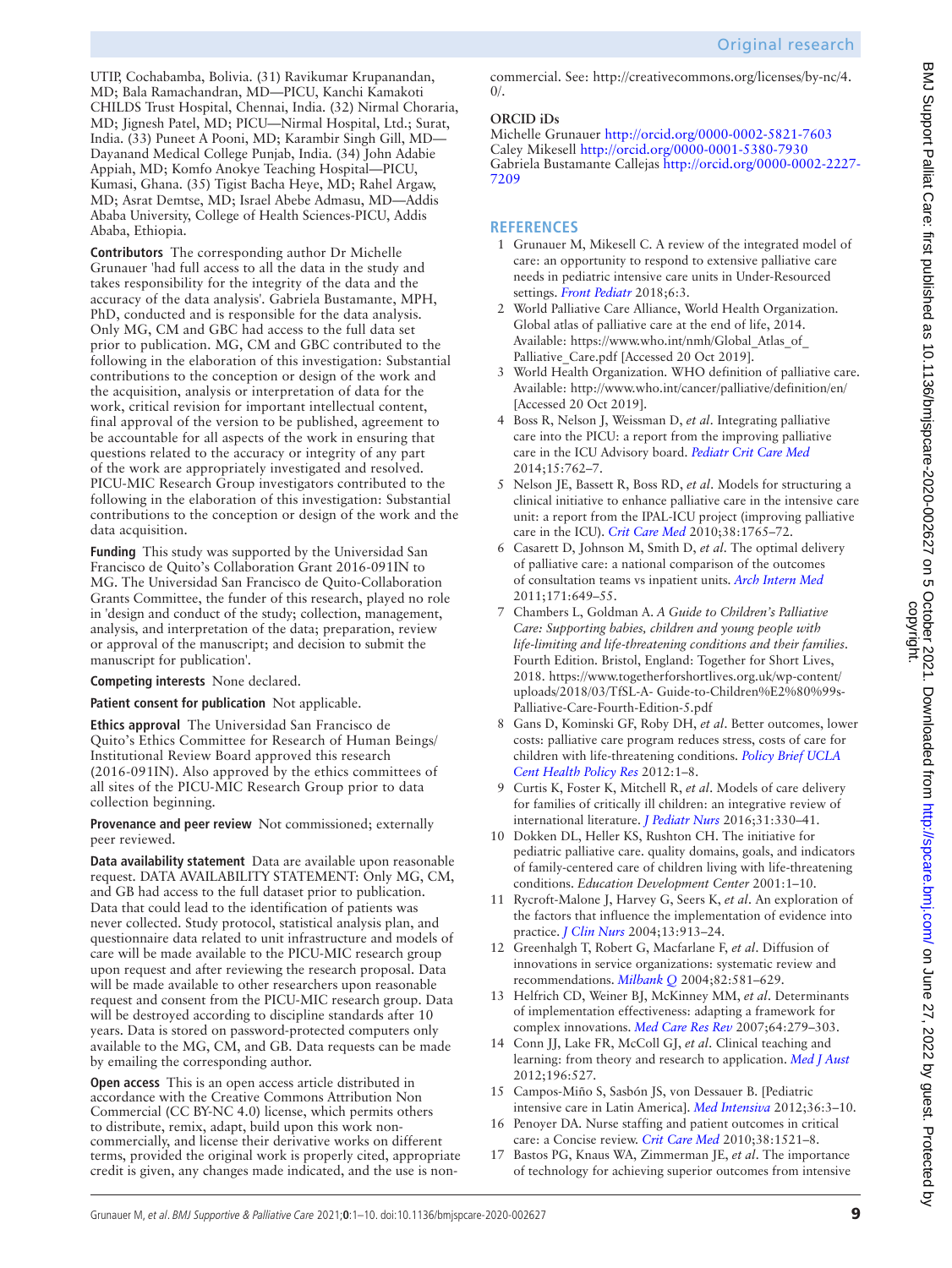UTIP, Cochabamba, Bolivia. (31) Ravikumar Krupanandan, MD; Bala Ramachandran, MD—PICU, Kanchi Kamakoti CHILDS Trust Hospital, Chennai, India. (32) Nirmal Choraria, MD; Jignesh Patel, MD; PICU—Nirmal Hospital, Ltd.; Surat, India. (33) Puneet A Pooni, MD; Karambir Singh Gill, MD—Dayanand Medical College Punjab, India. (34) John Adabie Appiah, MD; Komfo Anokye Teaching Hospital—PICU, Kumasi, Ghana. (35) Tigist Bacha Heye, MD; Rahel Argaw, MD; Asrat Demtse, MD; Israel Abebe Admasu, MD—Addis Ababa University, College of Health Sciences-PICU, Addis Ababa, Ethiopia.

**Contributors** The corresponding author Dr Michelle Grunauer 'had full access to all the data in the study and takes responsibility for the integrity of the data and the accuracy of the data analysis'. Gabriela Bustamante, MPH, PhD, conducted and is responsible for the data analysis. Only MG, CM and GBC had access to the full data set prior to publication. MG, CM and GBC contributed to the following in the elaboration of this investigation: Substantial contributions to the conception or design of the work and the acquisition, analysis or interpretation of data for the work, critical revision for important intellectual content, final approval of the version to be published, agreement to be accountable for all aspects of the work in ensuring that questions related to the accuracy or integrity of any part of the work are appropriately investigated and resolved. PICU-MIC Research Group investigators contributed to the following in the elaboration of this investigation: Substantial contributions to the conception or design of the work and the data acquisition.

**Funding** This study was supported by the Universidad San Francisco de Quito's Collaboration Grant 2016-091IN to MG. The Universidad San Francisco de Quito-Collaboration Grants Committee, the funder of this research, played no role in 'design and conduct of the study; collection, management, analysis, and interpretation of the data; preparation, review or approval of the manuscript; and decision to submit the manuscript for publication'.

**Competing interests** None declared.

**Patient consent for publication** Not applicable.

**Ethics approval** The Universidad San Francisco de Quito's Ethics Committee for Research of Human Beings/ Institutional Review Board approved this research (2016-091IN). Also approved by the ethics committees of all sites of the PICU-MIC Research Group prior to data collection beginning.

**Provenance and peer review** Not commissioned; externally peer reviewed.

**Data availability statement** Data are available upon reasonable request. DATA AVAILABILITY STATEMENT: Only MG, CM, and GB had access to the full dataset prior to publication. Data that could lead to the identification of patients was never collected. Study protocol, statistical analysis plan, and questionnaire data related to unit infrastructure and models of care will be made available to the PICU-MIC research group upon request and after reviewing the research proposal. Data will be made available to other researchers upon reasonable request and consent from the PICU-MIC research group. Data will be destroyed according to discipline standards after 10 years. Data is stored on password-protected computers only available to the MG, CM, and GB. Data requests can be made by emailing the corresponding author.

**Open access** This is an open access article distributed in accordance with the Creative Commons Attribution Non Commercial (CC BY-NC 4.0) license, which permits others to distribute, remix, adapt, build upon this work non-commercially, and license their derivative works on different terms, provided the original work is properly cited, appropriate credit is given, any changes made indicated, and the use is non-commercial. See: http://creativecommons.org/licenses/by-nc/4.0/.

**ORCID iDs**
Michelle Grunauer http://orcid.org/0000-0002-5821-7603
Caley Mikesell http://orcid.org/0000-0001-5380-7930
Gabriela Bustamante Callejas http://orcid.org/0000-0002-2227-7209

## REFERENCES

1. Grunauer M, Mikesell C. A review of the integrated model of care: an opportunity to respond to extensive palliative care needs in pediatric intensive care units in Under-Resourced settings. *Front Pediatr* 2018;6:3.
2. World Palliative Care Alliance, World Health Organization. Global atlas of palliative care at the end of life, 2014. Available: https://www.who.int/nmh/Global_Atlas_of_Palliative_Care.pdf [Accessed 20 Oct 2019].
3. World Health Organization. WHO definition of palliative care. Available: http://www.who.int/cancer/palliative/definition/en/ [Accessed 20 Oct 2019].
4. Boss R, Nelson J, Weissman D, *et al*. Integrating palliative care into the PICU: a report from the improving palliative care in the ICU Advisory board. *Pediatr Crit Care Med* 2014;15:762–7.
5. Nelson JE, Bassett R, Boss RD, *et al*. Models for structuring a clinical initiative to enhance palliative care in the intensive care unit: a report from the IPAL-ICU project (improving palliative care in the ICU). *Crit Care Med* 2010;38:1765–72.
6. Casarett D, Johnson M, Smith D, *et al*. The optimal delivery of palliative care: a national comparison of the outcomes of consultation teams vs inpatient units. *Arch Intern Med* 2011;171:649–55.
7. Chambers L, Goldman A. *A Guide to Children's Palliative Care: Supporting babies, children and young people with life-limiting and life-threatening conditions and their families*. Fourth Edition. Bristol, England: Together for Short Lives, 2018. https://www.togetherforshortlives.org.uk/wp-content/uploads/2018/03/TfSL-A- Guide-to-Children%E2%80%99s-Palliative-Care-Fourth-Edition-5.pdf
8. Gans D, Kominski GF, Roby DH, *et al*. Better outcomes, lower costs: palliative care program reduces stress, costs of care for children with life-threatening conditions. *Policy Brief UCLA Cent Health Policy Res* 2012:1–8.
9. Curtis K, Foster K, Mitchell R, *et al*. Models of care delivery for families of critically ill children: an integrative review of international literature. *J Pediatr Nurs* 2016;31:330–41.
10. Dokken DL, Heller KS, Rushton CH. The initiative for pediatric palliative care. quality domains, goals, and indicators of family-centered care of children living with life-threatening conditions. *Education Development Center* 2001:1–10.
11. Rycroft-Malone J, Harvey G, Seers K, *et al*. An exploration of the factors that influence the implementation of evidence into practice. *J Clin Nurs* 2004;13:913–24.
12. Greenhalgh T, Robert G, Macfarlane F, *et al*. Diffusion of innovations in service organizations: systematic review and recommendations. *Milbank Q* 2004;82:581–629.
13. Helfrich CD, Weiner BJ, McKinney MM, *et al*. Determinants of implementation effectiveness: adapting a framework for complex innovations. *Med Care Res Rev* 2007;64:279–303.
14. Conn JJ, Lake FR, McColl GJ, *et al*. Clinical teaching and learning: from theory and research to application. *Med J Aust* 2012;196:527.
15. Campos-Miño S, Sasbón JS, von Dessauer B. [Pediatric intensive care in Latin America]. *Med Intensiva* 2012;36:3–10.
16. Penoyer DA. Nurse staffing and patient outcomes in critical care: a Concise review. *Crit Care Med* 2010;38:1521–8.
17. Bastos PG, Knaus WA, Zimmerman JE, *et al*. The importance of technology for achieving superior outcomes from intensive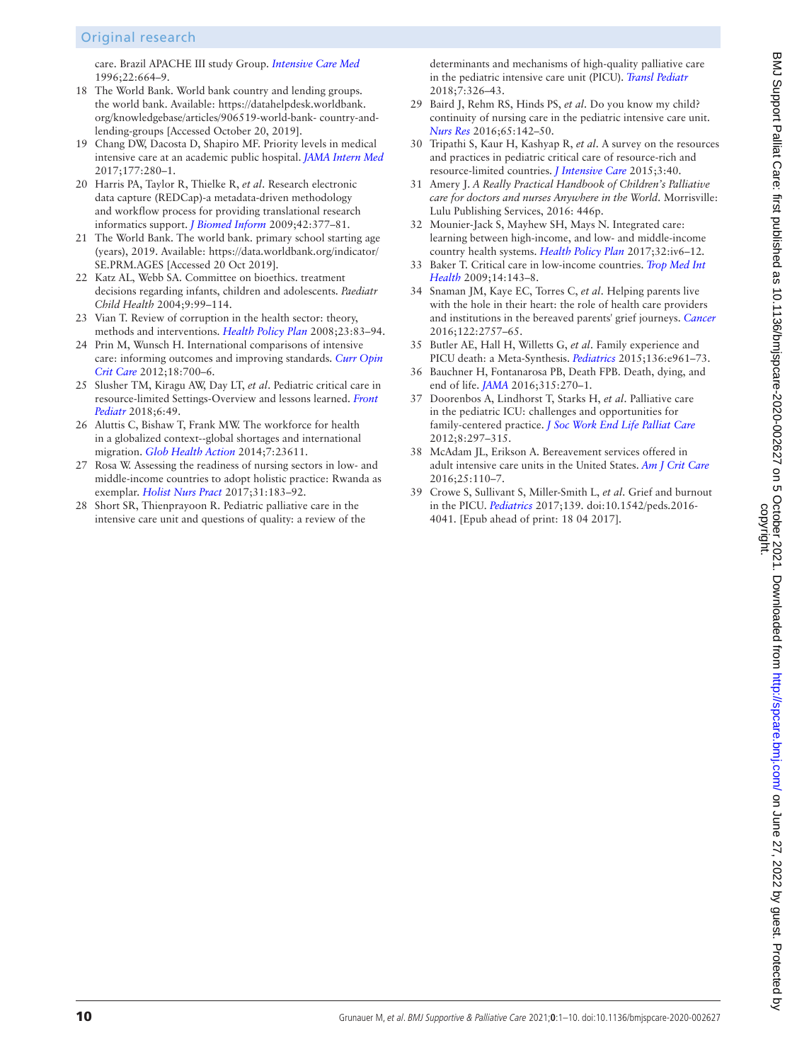care. Brazil APACHE III study Group. *Intensive Care Med* 1996;22:664–9.

18 The World Bank. World bank country and lending groups. the world bank. Available: https://datahelpdesk.worldbank.org/knowledgebase/articles/906519-world-bank- country-and-lending-groups [Accessed October 20, 2019].

19 Chang DW, Dacosta D, Shapiro MF. Priority levels in medical intensive care at an academic public hospital. *JAMA Intern Med* 2017;177:280–1.

20 Harris PA, Taylor R, Thielke R, *et al*. Research electronic data capture (REDCap)-a metadata-driven methodology and workflow process for providing translational research informatics support. *J Biomed Inform* 2009;42:377–81.

21 The World Bank. The world bank. primary school starting age (years), 2019. Available: https://data.worldbank.org/indicator/SE.PRM.AGES [Accessed 20 Oct 2019].

22 Katz AL, Webb SA. Committee on bioethics. treatment decisions regarding infants, children and adolescents. *Paediatr Child Health* 2004;9:99–114.

23 Vian T. Review of corruption in the health sector: theory, methods and interventions. *Health Policy Plan* 2008;23:83–94.

24 Prin M, Wunsch H. International comparisons of intensive care: informing outcomes and improving standards. *Curr Opin Crit Care* 2012;18:700–6.

25 Slusher TM, Kiragu AW, Day LT, *et al*. Pediatric critical care in resource-limited Settings-Overview and lessons learned. *Front Pediatr* 2018;6:49.

26 Aluttis C, Bishaw T, Frank MW. The workforce for health in a globalized context--global shortages and international migration. *Glob Health Action* 2014;7:23611.

27 Rosa W. Assessing the readiness of nursing sectors in low- and middle-income countries to adopt holistic practice: Rwanda as exemplar. *Holist Nurs Pract* 2017;31:183–92.

28 Short SR, Thienprayoon R. Pediatric palliative care in the intensive care unit and questions of quality: a review of the determinants and mechanisms of high-quality palliative care in the pediatric intensive care unit (PICU). *Transl Pediatr* 2018;7:326–43.

29 Baird J, Rehm RS, Hinds PS, *et al*. Do you know my child? continuity of nursing care in the pediatric intensive care unit. *Nurs Res* 2016;65:142–50.

30 Tripathi S, Kaur H, Kashyap R, *et al*. A survey on the resources and practices in pediatric critical care of resource-rich and resource-limited countries. *J Intensive Care* 2015;3:40.

31 Amery J. *A Really Practical Handbook of Children's Palliative care for doctors and nurses Anywhere in the World*. Morrisville: Lulu Publishing Services, 2016: 446p.

32 Mounier-Jack S, Mayhew SH, Mays N. Integrated care: learning between high-income, and low- and middle-income country health systems. *Health Policy Plan* 2017;32:iv6–12.

33 Baker T. Critical care in low-income countries. *Trop Med Int Health* 2009;14:143–8.

34 Snaman JM, Kaye EC, Torres C, *et al*. Helping parents live with the hole in their heart: the role of health care providers and institutions in the bereaved parents' grief journeys. *Cancer* 2016;122:2757–65.

35 Butler AE, Hall H, Willetts G, *et al*. Family experience and PICU death: a Meta-Synthesis. *Pediatrics* 2015;136:e961–73.

36 Bauchner H, Fontanarosa PB, Death FPB. Death, dying, and end of life. *JAMA* 2016;315:270–1.

37 Doorenbos A, Lindhorst T, Starks H, *et al*. Palliative care in the pediatric ICU: challenges and opportunities for family-centered practice. *J Soc Work End Life Palliat Care* 2012;8:297–315.

38 McAdam JL, Erikson A. Bereavement services offered in adult intensive care units in the United States. *Am J Crit Care* 2016;25:110–7.

39 Crowe S, Sullivant S, Miller-Smith L, *et al*. Grief and burnout in the PICU. *Pediatrics* 2017;139. doi:10.1542/peds.2016-4041. [Epub ahead of print: 18 04 2017].